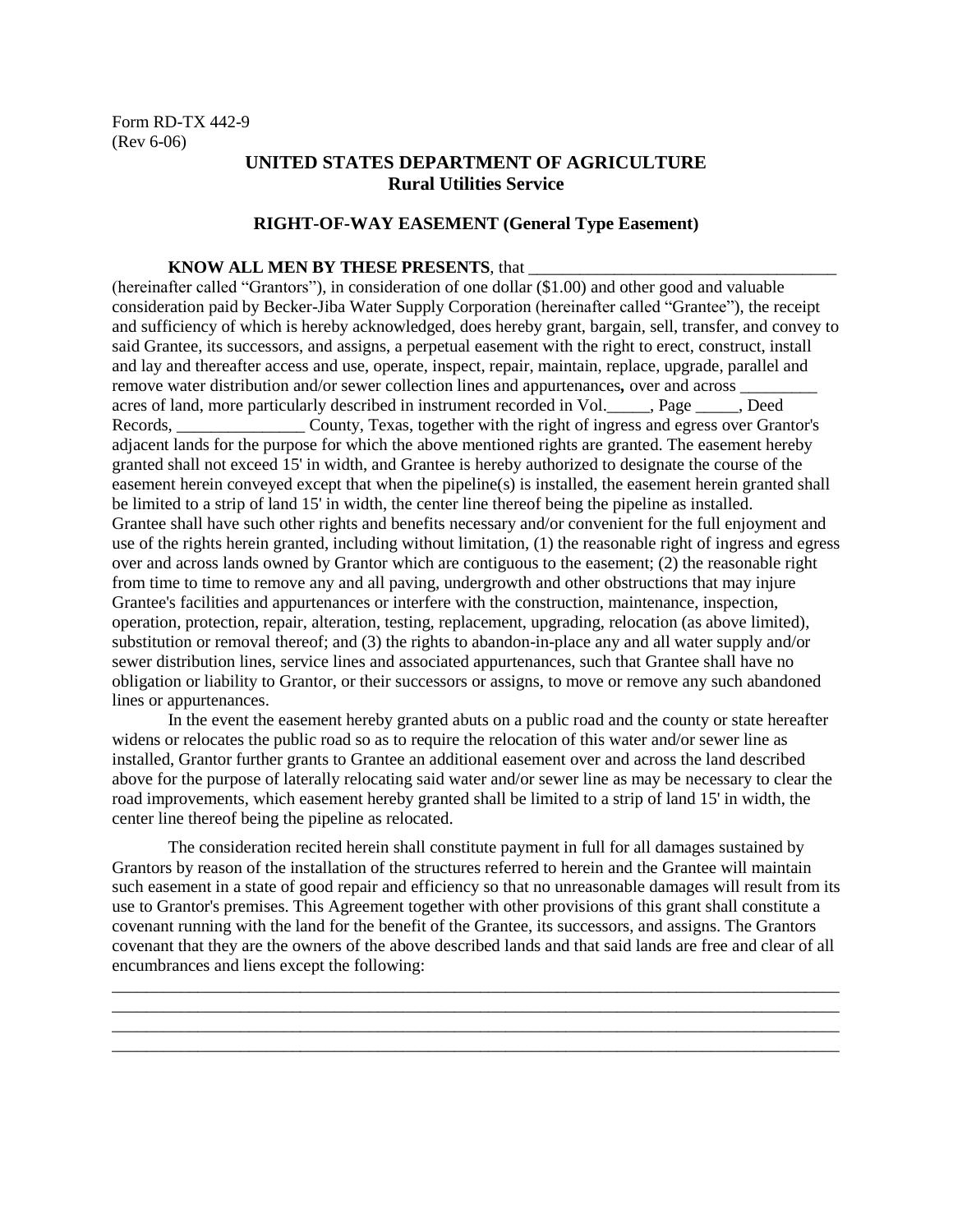Form RD-TX 442-9
(Rev 6-06)

**UNITED STATES DEPARTMENT OF AGRICULTURE**
**Rural Utilities Service**

**RIGHT-OF-WAY EASEMENT (General Type Easement)**

**KNOW ALL MEN BY THESE PRESENTS**, that ___________________________________ (hereinafter called "Grantors"), in consideration of one dollar ($1.00) and other good and valuable consideration paid by Becker-Jiba Water Supply Corporation (hereinafter called "Grantee"), the receipt and sufficiency of which is hereby acknowledged, does hereby grant, bargain, sell, transfer, and convey to said Grantee, its successors, and assigns, a perpetual easement with the right to erect, construct, install and lay and thereafter access and use, operate, inspect, repair, maintain, replace, upgrade, parallel and remove water distribution and/or sewer collection lines and appurtenances**,** over and across _________ acres of land, more particularly described in instrument recorded in Vol._____, Page _____, Deed Records, _______________ County, Texas, together with the right of ingress and egress over Grantor's adjacent lands for the purpose for which the above mentioned rights are granted. The easement hereby granted shall not exceed 15' in width, and Grantee is hereby authorized to designate the course of the easement herein conveyed except that when the pipeline(s) is installed, the easement herein granted shall be limited to a strip of land 15' in width, the center line thereof being the pipeline as installed. Grantee shall have such other rights and benefits necessary and/or convenient for the full enjoyment and use of the rights herein granted, including without limitation, (1) the reasonable right of ingress and egress over and across lands owned by Grantor which are contiguous to the easement; (2) the reasonable right from time to time to remove any and all paving, undergrowth and other obstructions that may injure Grantee's facilities and appurtenances or interfere with the construction, maintenance, inspection, operation, protection, repair, alteration, testing, replacement, upgrading, relocation (as above limited), substitution or removal thereof; and (3) the rights to abandon-in-place any and all water supply and/or sewer distribution lines, service lines and associated appurtenances, such that Grantee shall have no obligation or liability to Grantor, or their successors or assigns, to move or remove any such abandoned lines or appurtenances.

In the event the easement hereby granted abuts on a public road and the county or state hereafter widens or relocates the public road so as to require the relocation of this water and/or sewer line as installed, Grantor further grants to Grantee an additional easement over and across the land described above for the purpose of laterally relocating said water and/or sewer line as may be necessary to clear the road improvements, which easement hereby granted shall be limited to a strip of land 15' in width, the center line thereof being the pipeline as relocated.

The consideration recited herein shall constitute payment in full for all damages sustained by Grantors by reason of the installation of the structures referred to herein and the Grantee will maintain such easement in a state of good repair and efficiency so that no unreasonable damages will result from its use to Grantor's premises. This Agreement together with other provisions of this grant shall constitute a covenant running with the land for the benefit of the Grantee, its successors, and assigns. The Grantors covenant that they are the owners of the above described lands and that said lands are free and clear of all encumbrances and liens except the following:

__________________________________________________________________________________________
__________________________________________________________________________________________
__________________________________________________________________________________________
__________________________________________________________________________________________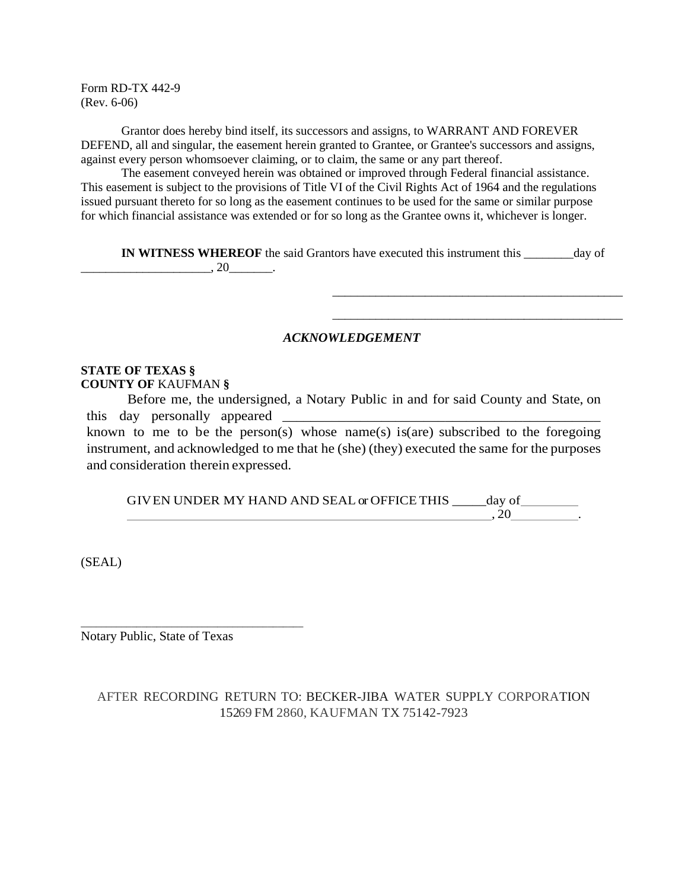Form RD-TX 442-9
(Rev. 6-06)

Grantor does hereby bind itself, its successors and assigns, to WARRANT AND FOREVER DEFEND, all and singular, the easement herein granted to Grantee, or Grantee's successors and assigns, against every person whomsoever claiming, or to claim, the same or any part thereof.

The easement conveyed herein was obtained or improved through Federal financial assistance. This easement is subject to the provisions of Title VI of the Civil Rights Act of 1964 and the regulations issued pursuant thereto for so long as the easement continues to be used for the same or similar purpose for which financial assistance was extended or for so long as the Grantee owns it, whichever is longer.

**IN WITNESS WHEREOF** the said Grantors have executed this instrument this ________day of ____________________, 20_______.

_______________________________________________

_______________________________________________

### *ACKNOWLEDGEMENT*

**STATE OF TEXAS §**
**COUNTY OF** KAUFMAN **§**

Before me, the undersigned, a Notary Public in and for said County and State, on this day personally appeared _______________________________________________ known to me to be the person(s) whose name(s) is(are) subscribed to the foregoing instrument, and acknowledged to me that he (she) (they) executed the same for the purposes and consideration therein expressed.

GIVEN UNDER MY HAND AND SEAL or OFFICE THIS _____day of_________ _________________________________________________________, 20__________.

(SEAL)

___________________________________
Notary Public, State of Texas

AFTER RECORDING RETURN TO: BECKER-JIBA WATER SUPPLY CORPORATION
15269 FM 2860, KAUFMAN TX 75142-7923